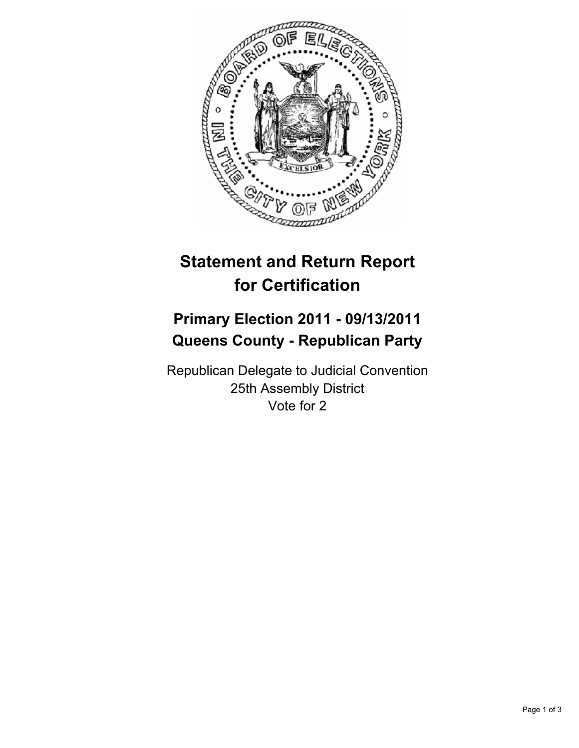# Statement and Return Report for Certification

## Primary Election 2011 - 09/13/2011
## Queens County - Republican Party

Republican Delegate to Judicial Convention
25th Assembly District
Vote for 2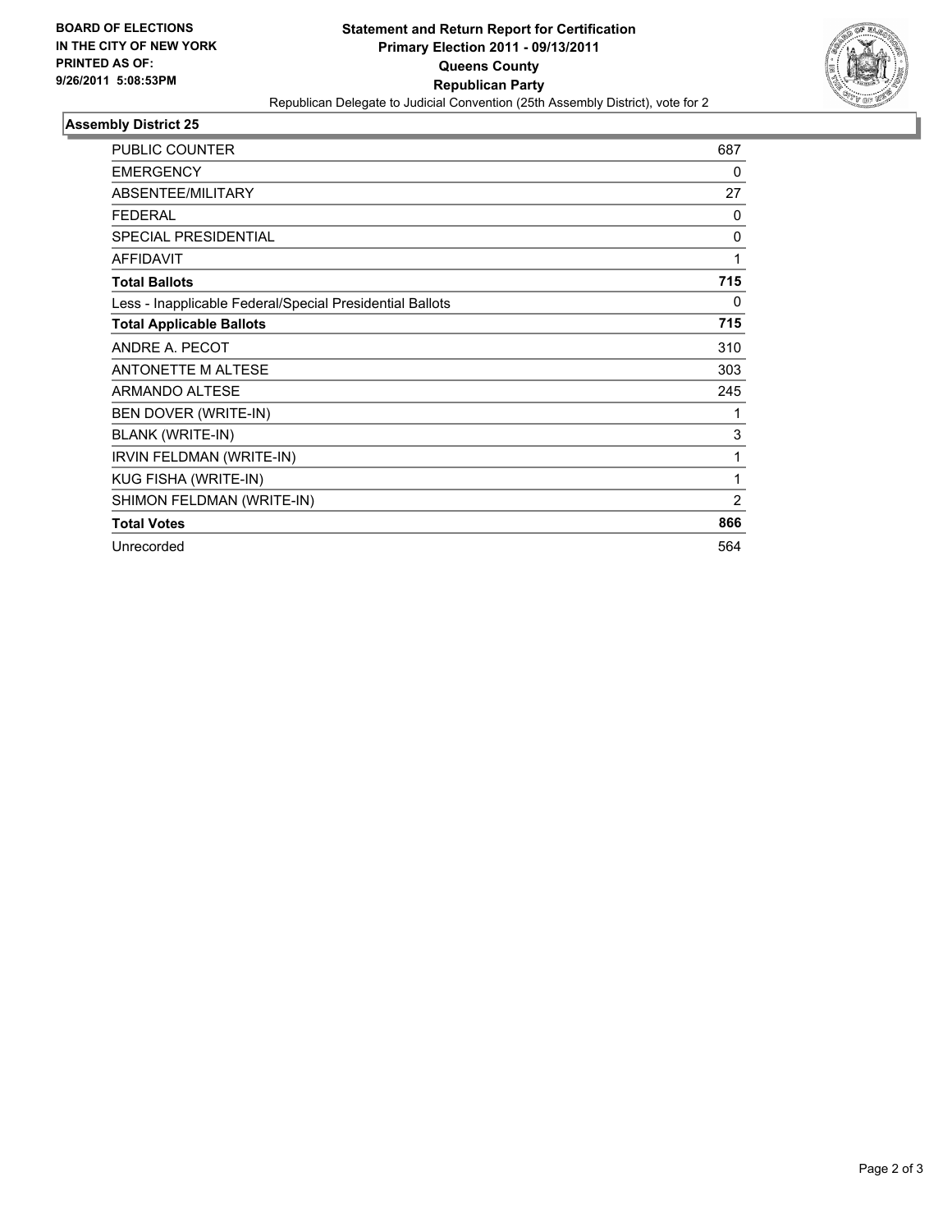**BOARD OF ELECTIONS IN THE CITY OF NEW YORK PRINTED AS OF: 9/26/2011 5:08:53PM**

# Statement and Return Report for Certification
## Primary Election 2011 - 09/13/2011
## Queens County
## Republican Party

Republican Delegate to Judicial Convention (25th Assembly District), vote for 2

### Assembly District 25

| | |
|---|---|
| PUBLIC COUNTER | 687 |
| EMERGENCY | 0 |
| ABSENTEE/MILITARY | 27 |
| FEDERAL | 0 |
| SPECIAL PRESIDENTIAL | 0 |
| AFFIDAVIT | 1 |
| **Total Ballots** | **715** |
| Less - Inapplicable Federal/Special Presidential Ballots | 0 |
| **Total Applicable Ballots** | **715** |
| ANDRE A. PECOT | 310 |
| ANTONETTE M ALTESE | 303 |
| ARMANDO ALTESE | 245 |
| BEN DOVER (WRITE-IN) | 1 |
| BLANK (WRITE-IN) | 3 |
| IRVIN FELDMAN (WRITE-IN) | 1 |
| KUG FISHA (WRITE-IN) | 1 |
| SHIMON FELDMAN (WRITE-IN) | 2 |
| **Total Votes** | **866** |
| Unrecorded | 564 |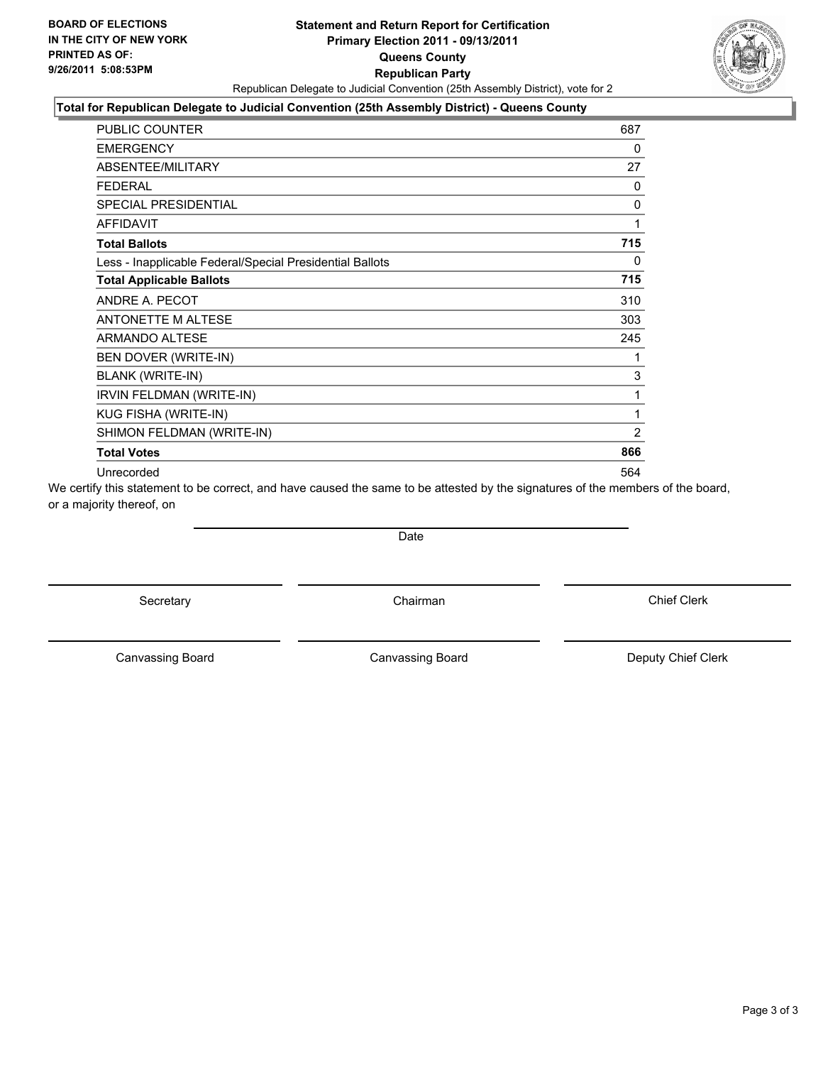**BOARD OF ELECTIONS**
**IN THE CITY OF NEW YORK**
**PRINTED AS OF:**
**9/26/2011 5:08:53PM**

# Statement and Return Report for Certification
## Primary Election 2011 - 09/13/2011
## Queens County
## Republican Party

Republican Delegate to Judicial Convention (25th Assembly District), vote for 2

### Total for Republican Delegate to Judicial Convention (25th Assembly District) - Queens County

| | |
|---|---|
| PUBLIC COUNTER | 687 |
| EMERGENCY | 0 |
| ABSENTEE/MILITARY | 27 |
| FEDERAL | 0 |
| SPECIAL PRESIDENTIAL | 0 |
| AFFIDAVIT | 1 |
| **Total Ballots** | **715** |
| Less - Inapplicable Federal/Special Presidential Ballots | 0 |
| **Total Applicable Ballots** | **715** |
| ANDRE A. PECOT | 310 |
| ANTONETTE M ALTESE | 303 |
| ARMANDO ALTESE | 245 |
| BEN DOVER (WRITE-IN) | 1 |
| BLANK (WRITE-IN) | 3 |
| IRVIN FELDMAN (WRITE-IN) | 1 |
| KUG FISHA (WRITE-IN) | 1 |
| SHIMON FELDMAN (WRITE-IN) | 2 |
| **Total Votes** | **866** |
| Unrecorded | 564 |

We certify this statement to be correct, and have caused the same to be attested by the signatures of the members of the board, or a majority thereof, on

Date

Secretary | Chairman | Chief Clerk

Canvassing Board | Canvassing Board | Deputy Chief Clerk